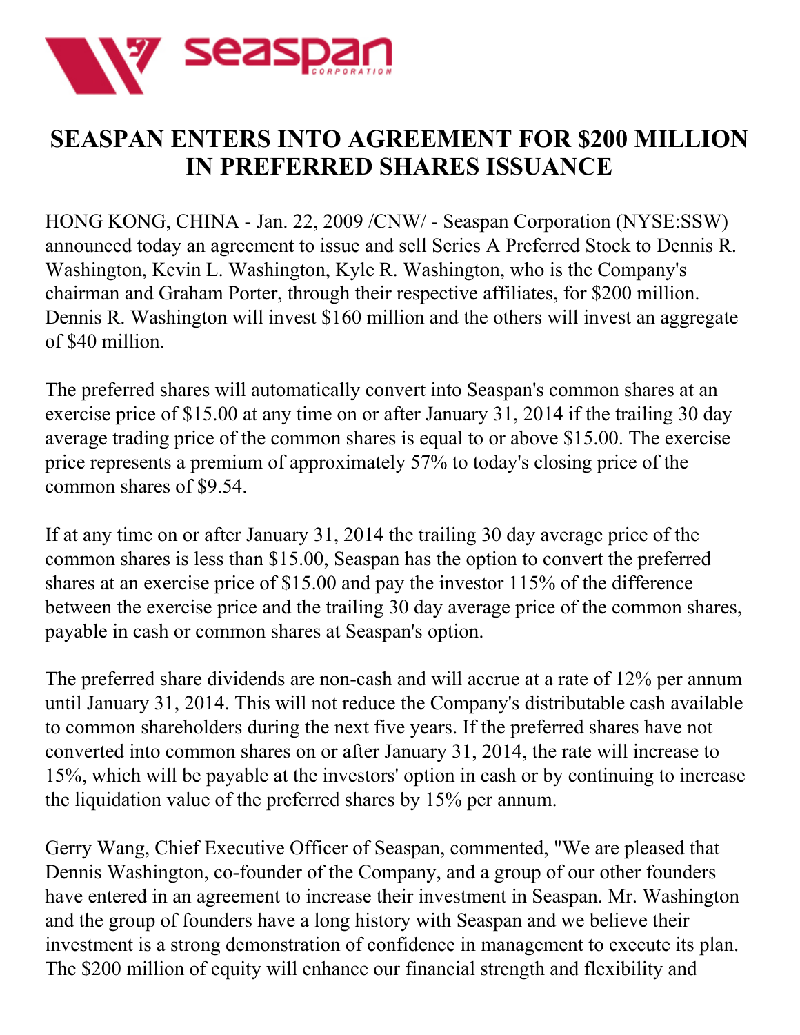# SEASPAN ENTERS INTO AGREEMENT FOR $200 MILLION IN PREFERRED SHARES ISSUANCE

HONG KONG, CHINA - Jan. 22, 2009 /CNW/ - Seaspan Corporation (NYSE:SSW) announced today an agreement to issue and sell Series A Preferred Stock to Dennis R. Washington, Kevin L. Washington, Kyle R. Washington, who is the Company's chairman and Graham Porter, through their respective affiliates, for $200 million. Dennis R. Washington will invest $160 million and the others will invest an aggregate of $40 million.

The preferred shares will automatically convert into Seaspan's common shares at an exercise price of $15.00 at any time on or after January 31, 2014 if the trailing 30 day average trading price of the common shares is equal to or above $15.00. The exercise price represents a premium of approximately 57% to today's closing price of the common shares of $9.54.

If at any time on or after January 31, 2014 the trailing 30 day average price of the common shares is less than $15.00, Seaspan has the option to convert the preferred shares at an exercise price of $15.00 and pay the investor 115% of the difference between the exercise price and the trailing 30 day average price of the common shares, payable in cash or common shares at Seaspan's option.

The preferred share dividends are non-cash and will accrue at a rate of 12% per annum until January 31, 2014. This will not reduce the Company's distributable cash available to common shareholders during the next five years. If the preferred shares have not converted into common shares on or after January 31, 2014, the rate will increase to 15%, which will be payable at the investors' option in cash or by continuing to increase the liquidation value of the preferred shares by 15% per annum.

Gerry Wang, Chief Executive Officer of Seaspan, commented, "We are pleased that Dennis Washington, co-founder of the Company, and a group of our other founders have entered in an agreement to increase their investment in Seaspan. Mr. Washington and the group of founders have a long history with Seaspan and we believe their investment is a strong demonstration of confidence in management to execute its plan. The $200 million of equity will enhance our financial strength and flexibility and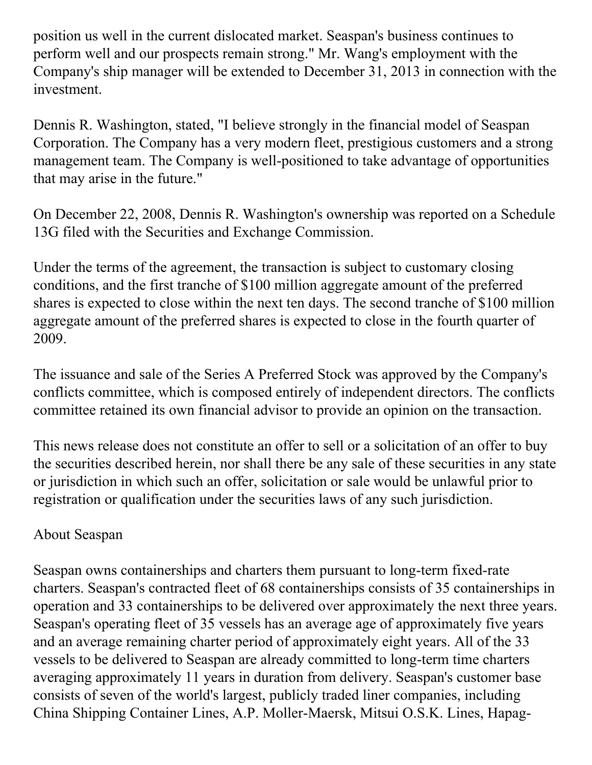position us well in the current dislocated market. Seaspan's business continues to perform well and our prospects remain strong." Mr. Wang's employment with the Company's ship manager will be extended to December 31, 2013 in connection with the investment.

Dennis R. Washington, stated, "I believe strongly in the financial model of Seaspan Corporation. The Company has a very modern fleet, prestigious customers and a strong management team. The Company is well-positioned to take advantage of opportunities that may arise in the future."

On December 22, 2008, Dennis R. Washington's ownership was reported on a Schedule 13G filed with the Securities and Exchange Commission.

Under the terms of the agreement, the transaction is subject to customary closing conditions, and the first tranche of $100 million aggregate amount of the preferred shares is expected to close within the next ten days. The second tranche of $100 million aggregate amount of the preferred shares is expected to close in the fourth quarter of 2009.

The issuance and sale of the Series A Preferred Stock was approved by the Company's conflicts committee, which is composed entirely of independent directors. The conflicts committee retained its own financial advisor to provide an opinion on the transaction.

This news release does not constitute an offer to sell or a solicitation of an offer to buy the securities described herein, nor shall there be any sale of these securities in any state or jurisdiction in which such an offer, solicitation or sale would be unlawful prior to registration or qualification under the securities laws of any such jurisdiction.

About Seaspan

Seaspan owns containerships and charters them pursuant to long-term fixed-rate charters. Seaspan's contracted fleet of 68 containerships consists of 35 containerships in operation and 33 containerships to be delivered over approximately the next three years. Seaspan's operating fleet of 35 vessels has an average age of approximately five years and an average remaining charter period of approximately eight years. All of the 33 vessels to be delivered to Seaspan are already committed to long-term time charters averaging approximately 11 years in duration from delivery. Seaspan's customer base consists of seven of the world's largest, publicly traded liner companies, including China Shipping Container Lines, A.P. Moller-Maersk, Mitsui O.S.K. Lines, Hapag-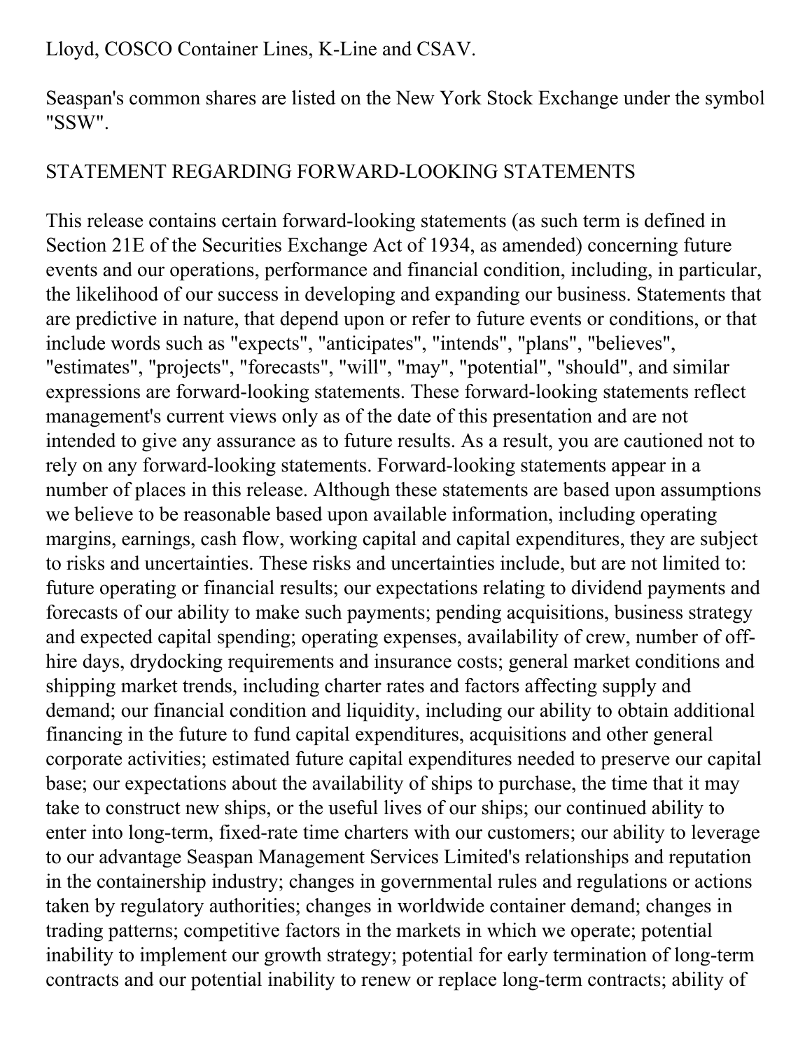Lloyd, COSCO Container Lines, K-Line and CSAV.

Seaspan's common shares are listed on the New York Stock Exchange under the symbol "SSW".

STATEMENT REGARDING FORWARD-LOOKING STATEMENTS

This release contains certain forward-looking statements (as such term is defined in Section 21E of the Securities Exchange Act of 1934, as amended) concerning future events and our operations, performance and financial condition, including, in particular, the likelihood of our success in developing and expanding our business. Statements that are predictive in nature, that depend upon or refer to future events or conditions, or that include words such as "expects", "anticipates", "intends", "plans", "believes", "estimates", "projects", "forecasts", "will", "may", "potential", "should", and similar expressions are forward-looking statements. These forward-looking statements reflect management's current views only as of the date of this presentation and are not intended to give any assurance as to future results. As a result, you are cautioned not to rely on any forward-looking statements. Forward-looking statements appear in a number of places in this release. Although these statements are based upon assumptions we believe to be reasonable based upon available information, including operating margins, earnings, cash flow, working capital and capital expenditures, they are subject to risks and uncertainties. These risks and uncertainties include, but are not limited to: future operating or financial results; our expectations relating to dividend payments and forecasts of our ability to make such payments; pending acquisitions, business strategy and expected capital spending; operating expenses, availability of crew, number of off-hire days, drydocking requirements and insurance costs; general market conditions and shipping market trends, including charter rates and factors affecting supply and demand; our financial condition and liquidity, including our ability to obtain additional financing in the future to fund capital expenditures, acquisitions and other general corporate activities; estimated future capital expenditures needed to preserve our capital base; our expectations about the availability of ships to purchase, the time that it may take to construct new ships, or the useful lives of our ships; our continued ability to enter into long-term, fixed-rate time charters with our customers; our ability to leverage to our advantage Seaspan Management Services Limited's relationships and reputation in the containership industry; changes in governmental rules and regulations or actions taken by regulatory authorities; changes in worldwide container demand; changes in trading patterns; competitive factors in the markets in which we operate; potential inability to implement our growth strategy; potential for early termination of long-term contracts and our potential inability to renew or replace long-term contracts; ability of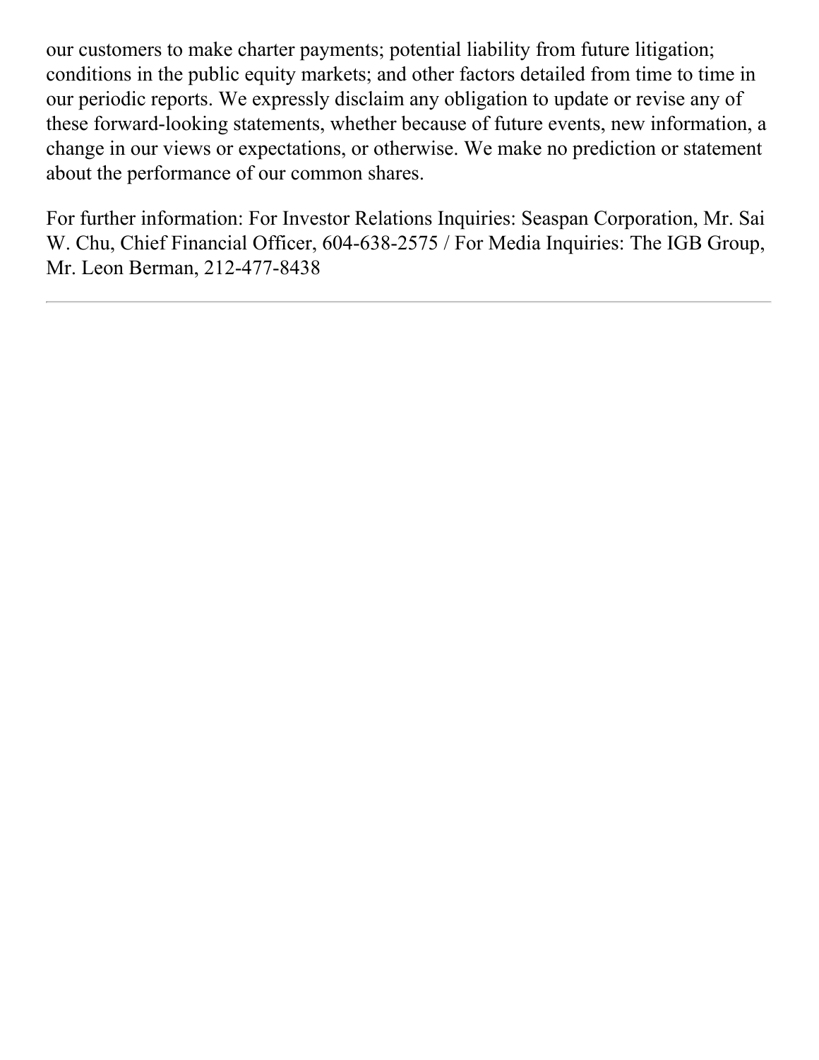our customers to make charter payments; potential liability from future litigation; conditions in the public equity markets; and other factors detailed from time to time in our periodic reports. We expressly disclaim any obligation to update or revise any of these forward-looking statements, whether because of future events, new information, a change in our views or expectations, or otherwise. We make no prediction or statement about the performance of our common shares.

For further information: For Investor Relations Inquiries: Seaspan Corporation, Mr. Sai W. Chu, Chief Financial Officer, 604-638-2575 / For Media Inquiries: The IGB Group, Mr. Leon Berman, 212-477-8438

---